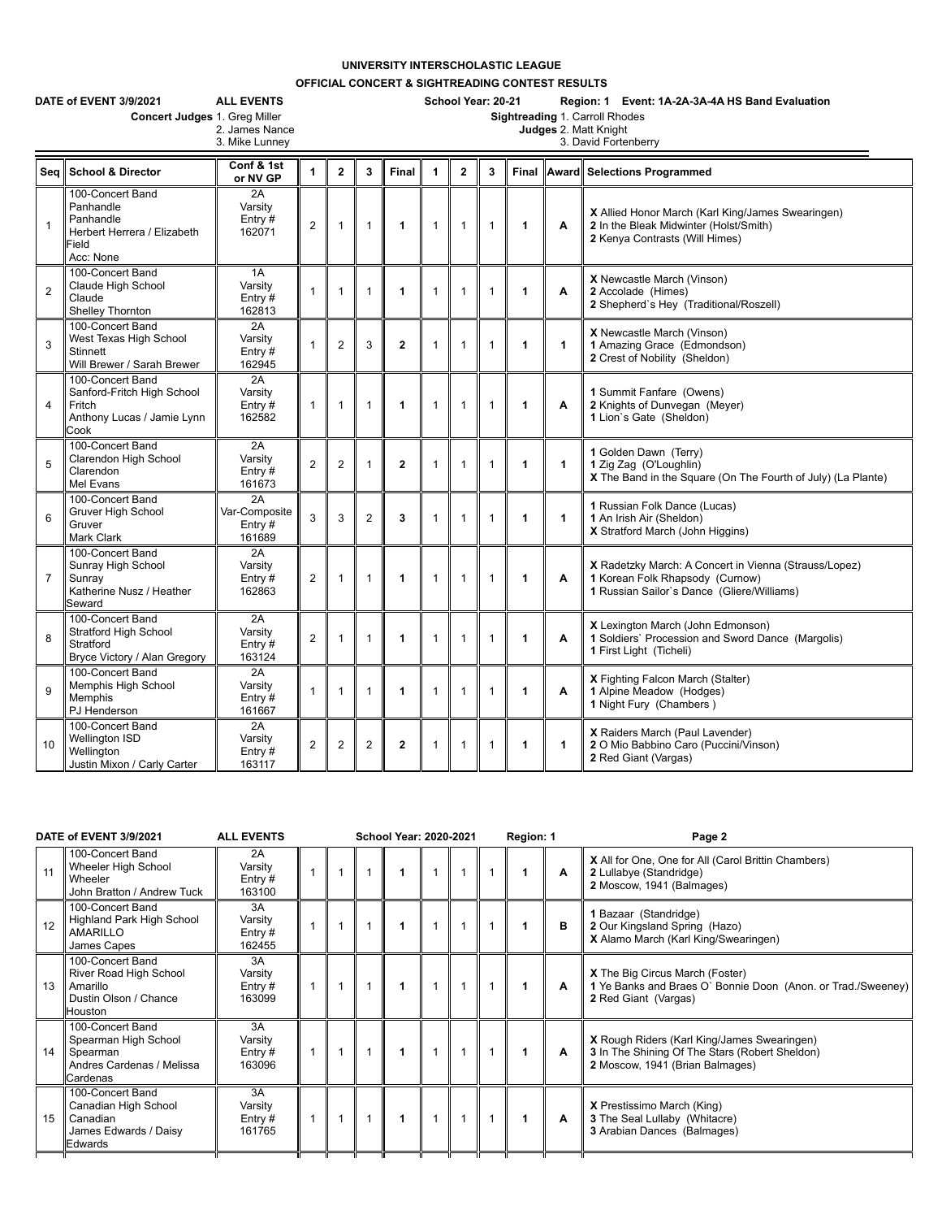# UNIVERSITY INTERSCHOLASTIC LEAGUE

## OFFICIAL CONCERT & SIGHTREADING CONTEST RESULTS

**DATE of EVENT 3/9/2021** **ALL EVENTS** **School Year: 20-21** **Region: 1 Event: 1A-2A-3A-4A HS Band Evaluation**

**Concert Judges** 1. Greg Miller
2. James Nance
3. Mike Lunney

**Sightreading Judges** 1. Carroll Rhodes
2. Matt Knight
3. David Fortenberry

| Seq | School & Director | Conf & 1st or NV GP | 1 | 2 | 3 | Final | 1 | 2 | 3 | Final | Award | Selections Programmed |
|---|---|---|---|---|---|---|---|---|---|---|---|---|
| 1 | 100-Concert Band Panhandle Panhandle Herbert Herrera / Elizabeth Field Acc: None | 2A Varsity Entry # 162071 | 2 | 1 | 1 | **1** | 1 | 1 | 1 | **1** | **A** | **X** Allied Honor March (Karl King/James Swearingen) **2** In the Bleak Midwinter (Holst/Smith) **2** Kenya Contrasts (Will Himes) |
| 2 | 100-Concert Band Claude High School Claude Shelley Thornton | 1A Varsity Entry # 162813 | 1 | 1 | 1 | **1** | 1 | 1 | 1 | **1** | **A** | **X** Newcastle March (Vinson) **2** Accolade (Himes) **2** Shepherd`s Hey (Traditional/Roszell) |
| 3 | 100-Concert Band West Texas High School Stinnett Will Brewer / Sarah Brewer | 2A Varsity Entry # 162945 | 1 | 2 | 3 | **2** | 1 | 1 | 1 | **1** | **1** | **X** Newcastle March (Vinson) **1** Amazing Grace (Edmondson) **2** Crest of Nobility (Sheldon) |
| 4 | 100-Concert Band Sanford-Fritch High School Fritch Anthony Lucas / Jamie Lynn Cook | 2A Varsity Entry # 162582 | 1 | 1 | 1 | **1** | 1 | 1 | 1 | **1** | **A** | **1** Summit Fanfare (Owens) **2** Knights of Dunvegan (Meyer) **1** Lion`s Gate (Sheldon) |
| 5 | 100-Concert Band Clarendon High School Clarendon Mel Evans | 2A Varsity Entry # 161673 | 2 | 2 | 1 | **2** | 1 | 1 | 1 | **1** | **1** | **1** Golden Dawn (Terry) **1** Zig Zag (O'Loughlin) **X** The Band in the Square (On The Fourth of July) (La Plante) |
| 6 | 100-Concert Band Gruver High School Gruver Mark Clark | 2A Var-Composite Entry # 161689 | 3 | 3 | 2 | **3** | 1 | 1 | 1 | **1** | **1** | **1** Russian Folk Dance (Lucas) **1** An Irish Air (Sheldon) **X** Stratford March (John Higgins) |
| 7 | 100-Concert Band Sunray High School Sunray Katherine Nusz / Heather Seward | 2A Varsity Entry # 162863 | 2 | 1 | 1 | **1** | 1 | 1 | 1 | **1** | **A** | **X** Radetzky March: A Concert in Vienna (Strauss/Lopez) **1** Korean Folk Rhapsody (Curnow) **1** Russian Sailor`s Dance (Gliere/Williams) |
| 8 | 100-Concert Band Stratford High School Stratford Bryce Victory / Alan Gregory | 2A Varsity Entry # 163124 | 2 | 1 | 1 | **1** | 1 | 1 | 1 | **1** | **A** | **X** Lexington March (John Edmonson) **1** Soldiers` Procession and Sword Dance (Margolis) **1** First Light (Ticheli) |
| 9 | 100-Concert Band Memphis High School Memphis PJ Henderson | 2A Varsity Entry # 161667 | 1 | 1 | 1 | **1** | 1 | 1 | 1 | **1** | **A** | **X** Fighting Falcon March (Stalter) **1** Alpine Meadow (Hodges) **1** Night Fury (Chambers ) |
| 10 | 100-Concert Band Wellington ISD Wellington Justin Mixon / Carly Carter | 2A Varsity Entry # 163117 | 2 | 2 | 2 | **2** | 1 | 1 | 1 | **1** | **1** | **X** Raiders March (Paul Lavender) **2** O Mio Babbino Caro (Puccini/Vinson) **2** Red Giant (Vargas) |

**DATE of EVENT 3/9/2021** **ALL EVENTS** **School Year: 2020-2021** **Region: 1** **Page 2**

| Seq | School & Director | Conf & 1st or NV GP | 1 | 2 | 3 | Final | 1 | 2 | 3 | Final | Award | Selections Programmed |
|---|---|---|---|---|---|---|---|---|---|---|---|---|
| 11 | 100-Concert Band Wheeler High School Wheeler John Bratton / Andrew Tuck | 2A Varsity Entry # 163100 | 1 | 1 | 1 | **1** | 1 | 1 | 1 | **1** | **A** | **X** All for One, One for All (Carol Brittin Chambers) **2** Lullabye (Standridge) **2** Moscow, 1941 (Balmages) |
| 12 | 100-Concert Band Highland Park High School AMARILLO James Capes | 3A Varsity Entry # 162455 | 1 | 1 | 1 | **1** | 1 | 1 | 1 | **1** | **B** | **1** Bazaar (Standridge) **2** Our Kingsland Spring (Hazo) **X** Alamo March (Karl King/Swearingen) |
| 13 | 100-Concert Band River Road High School Amarillo Dustin Olson / Chance Houston | 3A Varsity Entry # 163099 | 1 | 1 | 1 | **1** | 1 | 1 | 1 | **1** | **A** | **X** The Big Circus March (Foster) **1** Ye Banks and Braes O` Bonnie Doon (Anon. or Trad./Sweeney) **2** Red Giant (Vargas) |
| 14 | 100-Concert Band Spearman High School Spearman Andres Cardenas / Melissa Cardenas | 3A Varsity Entry # 163096 | 1 | 1 | 1 | **1** | 1 | 1 | 1 | **1** | **A** | **X** Rough Riders (Karl King/James Swearingen) **3** In The Shining Of The Stars (Robert Sheldon) **2** Moscow, 1941 (Brian Balmages) |
| 15 | 100-Concert Band Canadian High School Canadian James Edwards / Daisy Edwards | 3A Varsity Entry # 161765 | 1 | 1 | 1 | **1** | 1 | 1 | 1 | **1** | **A** | **X** Prestissimo March (King) **3** The Seal Lullaby (Whitacre) **3** Arabian Dances (Balmages) |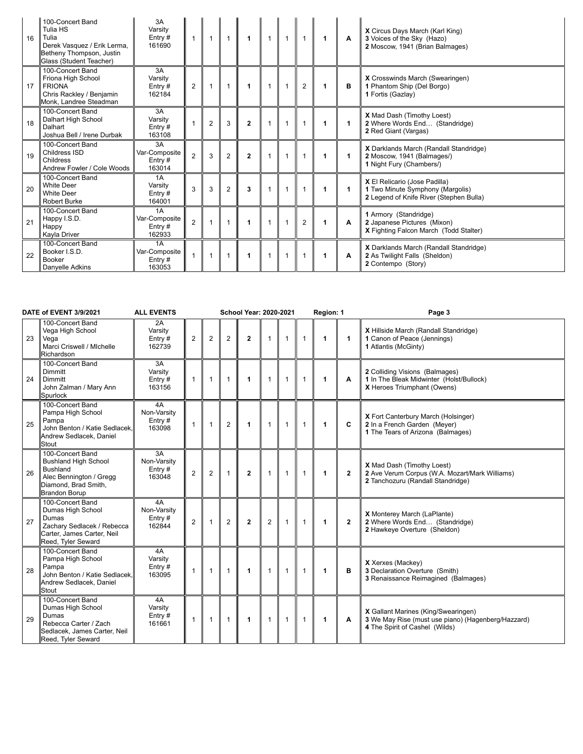| | | | | | | | | | | | | |
|---|---|---|---|---|---|---|---|---|---|---|---|---|
| 16 | 100-Concert Band<br>Tulia HS<br>Tulia<br>Derek Vasquez / Erik Lerma, Betheny Thompson, Justin Glass (Student Teacher) | 3A<br>Varsity<br>Entry #<br>161690 | 1 | 1 | 1 | **1** | 1 | 1 | 1 | **1** | **A** | **X** Circus Days March (Karl King)<br>**3** Voices of the Sky (Hazo)<br>**2** Moscow, 1941 (Brian Balmages) |
| 17 | 100-Concert Band<br>Friona High School<br>FRIONA<br>Chris Rackley / Benjamin Monk, Landree Steadman | 3A<br>Varsity<br>Entry #<br>162184 | 2 | 1 | 1 | **1** | 1 | 1 | 2 | **1** | **B** | **X** Crosswinds March (Swearingen)<br>**1** Phantom Ship (Del Borgo)<br>**1** Fortis (Gazlay) |
| 18 | 100-Concert Band<br>Dalhart High School<br>Dalhart<br>Joshua Bell / Irene Durbak | 3A<br>Varsity<br>Entry #<br>163108 | 1 | 2 | 3 | **2** | 1 | 1 | 1 | **1** | **1** | **X** Mad Dash (Timothy Loest)<br>**2** Where Words End… (Standridge)<br>**2** Red Giant (Vargas) |
| 19 | 100-Concert Band<br>Childress ISD<br>Childress<br>Andrew Fowler / Cole Woods | 3A<br>Var-Composite<br>Entry #<br>163014 | 2 | 3 | 2 | **2** | 1 | 1 | 1 | **1** | **1** | **X** Darklands March (Randall Standridge)<br>**2** Moscow, 1941 (Balmages/)<br>**1** Night Fury (Chambers/) |
| 20 | 100-Concert Band<br>White Deer<br>White Deer<br>Robert Burke | 1A<br>Varsity<br>Entry #<br>164001 | 3 | 3 | 2 | **3** | 1 | 1 | 1 | **1** | **1** | **X** El Relicario (Jose Padilla)<br>**1** Two Minute Symphony (Margolis)<br>**2** Legend of Knife River (Stephen Bulla) |
| 21 | 100-Concert Band<br>Happy I.S.D.<br>Happy<br>Kayla Driver | 1A<br>Var-Composite<br>Entry #<br>162933 | 2 | 1 | 1 | **1** | 1 | 1 | 2 | **1** | **A** | **1** Armory (Standridge)<br>**2** Japanese Pictures (Mixon)<br>**X** Fighting Falcon March (Todd Stalter) |
| 22 | 100-Concert Band<br>Booker I.S.D.<br>Booker<br>Danyelle Adkins | 1A<br>Var-Composite<br>Entry #<br>163053 | 1 | 1 | 1 | **1** | 1 | 1 | 1 | **1** | **A** | **X** Darklands March (Randall Standridge)<br>**2** As Twilight Falls (Sheldon)<br>**2** Contempo (Story) |

**DATE of EVENT 3/9/2021** **ALL EVENTS** **School Year: 2020-2021** **Region: 1**

| | | | | | | | | | | | | |
|---|---|---|---|---|---|---|---|---|---|---|---|---|
| 23 | 100-Concert Band<br>Vega High School<br>Vega<br>Marci Criswell / MIchelle Richardson | 2A<br>Varsity<br>Entry #<br>162739 | 2 | 2 | 2 | **2** | 1 | 1 | 1 | **1** | **1** | **X** Hillside March (Randall Standridge)<br>**1** Canon of Peace (Jennings)<br>**1** Atlantis (McGinty) |
| 24 | 100-Concert Band<br>Dimmitt<br>Dimmitt<br>John Zalman / Mary Ann Spurlock | 3A<br>Varsity<br>Entry #<br>163156 | 1 | 1 | 1 | **1** | 1 | 1 | 1 | **1** | **A** | **2** Colliding Visions (Balmages)<br>**1** In The Bleak Midwinter (Holst/Bullock)<br>**X** Heroes Triumphant (Owens) |
| 25 | 100-Concert Band<br>Pampa High School<br>Pampa<br>John Benton / Katie Sedlacek, Andrew Sedlacek, Daniel Stout | 4A<br>Non-Varsity<br>Entry #<br>163098 | 1 | 1 | 2 | **1** | 1 | 1 | 1 | **1** | **C** | **X** Fort Canterbury March (Holsinger)<br>**2** In a French Garden (Meyer)<br>**1** The Tears of Arizona (Balmages) |
| 26 | 100-Concert Band<br>Bushland High School<br>Bushland<br>Alec Bennington / Gregg Diamond, Brad Smith, Brandon Borup | 3A<br>Non-Varsity<br>Entry #<br>163048 | 2 | 2 | 1 | **2** | 1 | 1 | 1 | **1** | **2** | **X** Mad Dash (Timothy Loest)<br>**2** Ave Verum Corpus (W.A. Mozart/Mark Williams)<br>**2** Tanchozuru (Randall Standridge) |
| 27 | 100-Concert Band<br>Dumas High School<br>Dumas<br>Zachary Sedlacek / Rebecca Carter, James Carter, Neil Reed, Tyler Seward | 4A<br>Non-Varsity<br>Entry #<br>162844 | 2 | 1 | 2 | **2** | 2 | 1 | 1 | **1** | **2** | **X** Monterey March (LaPlante)<br>**2** Where Words End… (Standridge)<br>**2** Hawkeye Overture (Sheldon) |
| 28 | 100-Concert Band<br>Pampa High School<br>Pampa<br>John Benton / Katie Sedlacek, Andrew Sedlacek, Daniel Stout | 4A<br>Varsity<br>Entry #<br>163095 | 1 | 1 | 1 | **1** | 1 | 1 | 1 | **1** | **B** | **X** Xerxes (Mackey)<br>**3** Declaration Overture (Smith)<br>**3** Renaissance Reimagined (Balmages) |
| 29 | 100-Concert Band<br>Dumas High School<br>Dumas<br>Rebecca Carter / Zach Sedlacek, James Carter, Neil Reed, Tyler Seward | 4A<br>Varsity<br>Entry #<br>161661 | 1 | 1 | 1 | **1** | 1 | 1 | 1 | **1** | **A** | **X** Gallant Marines (King/Swearingen)<br>**3** We May Rise (must use piano) (Hagenberg/Hazzard)<br>**4** The Spirit of Cashel (Wilds) |